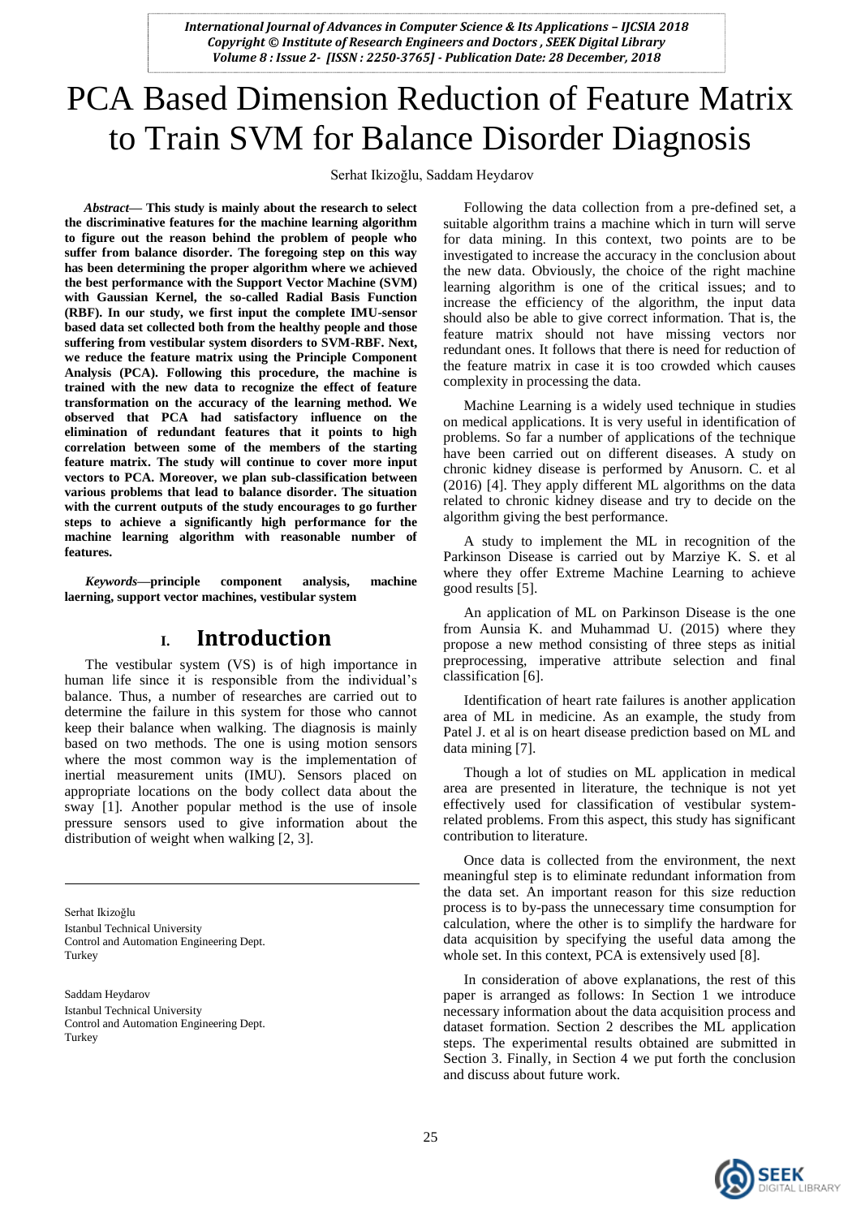# PCA Based Dimension Reduction of Feature Matrix to Train SVM for Balance Disorder Diagnosis

Serhat Ikizoğlu, Saddam Heydarov

***Abstract*— This study is mainly about the research to select the discriminative features for the machine learning algorithm to figure out the reason behind the problem of people who suffer from balance disorder. The foregoing step on this way has been determining the proper algorithm where we achieved the best performance with the Support Vector Machine (SVM) with Gaussian Kernel, the so-called Radial Basis Function (RBF). In our study, we first input the complete IMU-sensor based data set collected both from the healthy people and those suffering from vestibular system disorders to SVM-RBF. Next, we reduce the feature matrix using the Principle Component Analysis (PCA). Following this procedure, the machine is trained with the new data to recognize the effect of feature transformation on the accuracy of the learning method. We observed that PCA had satisfactory influence on the elimination of redundant features that it points to high correlation between some of the members of the starting feature matrix. The study will continue to cover more input vectors to PCA. Moreover, we plan sub-classification between various problems that lead to balance disorder. The situation with the current outputs of the study encourages to go further steps to achieve a significantly high performance for the machine learning algorithm with reasonable number of features.**

***Keywords*—principle component analysis, machine laerning, support vector machines, vestibular system**

## I. Introduction

The vestibular system (VS) is of high importance in human life since it is responsible from the individual's balance. Thus, a number of researches are carried out to determine the failure in this system for those who cannot keep their balance when walking. The diagnosis is mainly based on two methods. The one is using motion sensors where the most common way is the implementation of inertial measurement units (IMU). Sensors placed on appropriate locations on the body collect data about the sway [1]. Another popular method is the use of insole pressure sensors used to give information about the distribution of weight when walking [2, 3].

Serhat Ikizoğlu
Istanbul Technical University
Control and Automation Engineering Dept.
Turkey

Saddam Heydarov
Istanbul Technical University
Control and Automation Engineering Dept.
Turkey

Following the data collection from a pre-defined set, a suitable algorithm trains a machine which in turn will serve for data mining. In this context, two points are to be investigated to increase the accuracy in the conclusion about the new data. Obviously, the choice of the right machine learning algorithm is one of the critical issues; and to increase the efficiency of the algorithm, the input data should also be able to give correct information. That is, the feature matrix should not have missing vectors nor redundant ones. It follows that there is need for reduction of the feature matrix in case it is too crowded which causes complexity in processing the data.

Machine Learning is a widely used technique in studies on medical applications. It is very useful in identification of problems. So far a number of applications of the technique have been carried out on different diseases. A study on chronic kidney disease is performed by Anusorn. C. et al (2016) [4]. They apply different ML algorithms on the data related to chronic kidney disease and try to decide on the algorithm giving the best performance.

A study to implement the ML in recognition of the Parkinson Disease is carried out by Marziye K. S. et al where they offer Extreme Machine Learning to achieve good results [5].

An application of ML on Parkinson Disease is the one from Aunsia K. and Muhammad U. (2015) where they propose a new method consisting of three steps as initial preprocessing, imperative attribute selection and final classification [6].

Identification of heart rate failures is another application area of ML in medicine. As an example, the study from Patel J. et al is on heart disease prediction based on ML and data mining [7].

Though a lot of studies on ML application in medical area are presented in literature, the technique is not yet effectively used for classification of vestibular system-related problems. From this aspect, this study has significant contribution to literature.

Once data is collected from the environment, the next meaningful step is to eliminate redundant information from the data set. An important reason for this size reduction process is to by-pass the unnecessary time consumption for calculation, where the other is to simplify the hardware for data acquisition by specifying the useful data among the whole set. In this context, PCA is extensively used [8].

In consideration of above explanations, the rest of this paper is arranged as follows: In Section 1 we introduce necessary information about the data acquisition process and dataset formation. Section 2 describes the ML application steps. The experimental results obtained are submitted in Section 3. Finally, in Section 4 we put forth the conclusion and discuss about future work.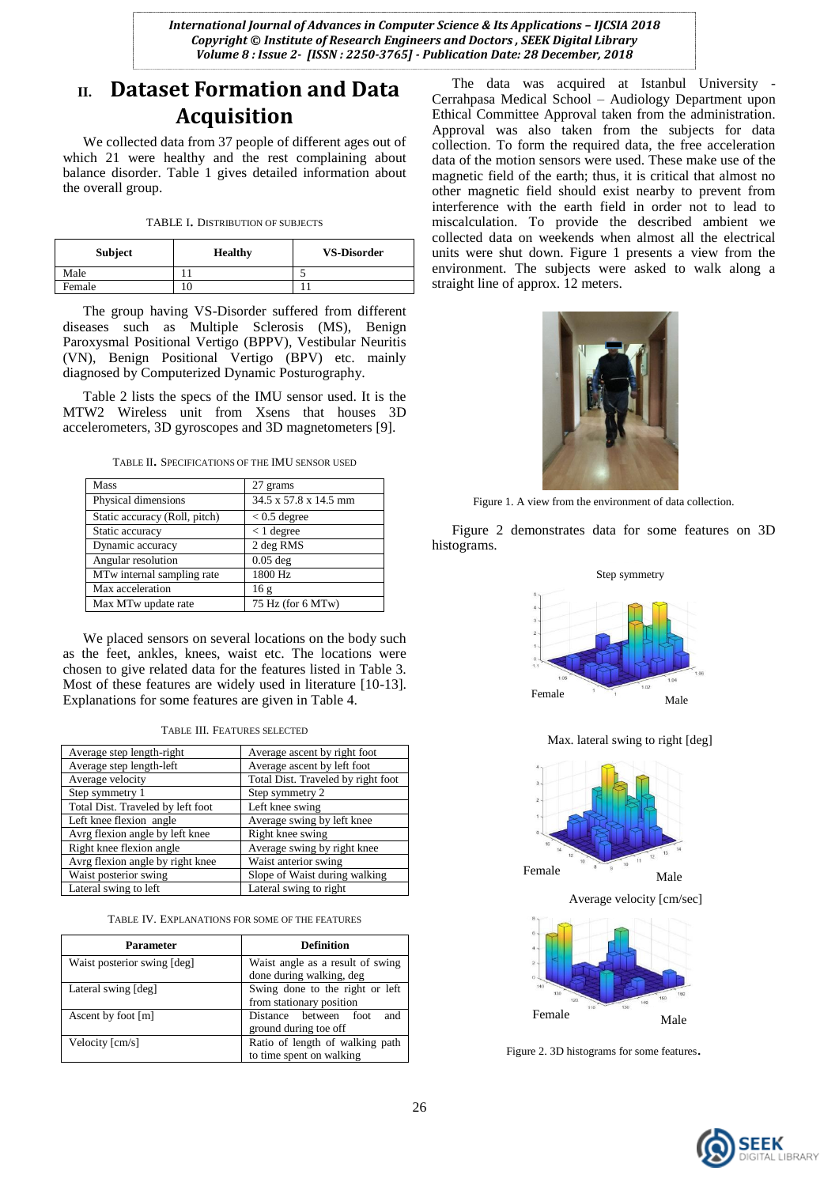## II. Dataset Formation and Data Acquisition

We collected data from 37 people of different ages out of which 21 were healthy and the rest complaining about balance disorder. Table 1 gives detailed information about the overall group.

TABLE I. DISTRIBUTION OF SUBJECTS

| Subject | Healthy | VS-Disorder |
|---|---|---|
| Male | 11 | 5 |
| Female | 10 | 11 |

The group having VS-Disorder suffered from different diseases such as Multiple Sclerosis (MS), Benign Paroxysmal Positional Vertigo (BPPV), Vestibular Neuritis (VN), Benign Positional Vertigo (BPV) etc. mainly diagnosed by Computerized Dynamic Posturography.

Table 2 lists the specs of the IMU sensor used. It is the MTW2 Wireless unit from Xsens that houses 3D accelerometers, 3D gyroscopes and 3D magnetometers [9].

TABLE II. SPECIFICATIONS OF THE IMU SENSOR USED

| | |
|---|---|
| Mass | 27 grams |
| Physical dimensions | 34.5 x 57.8 x 14.5 mm |
| Static accuracy (Roll, pitch) | < 0.5 degree |
| Static accuracy | < 1 degree |
| Dynamic accuracy | 2 deg RMS |
| Angular resolution | 0.05 deg |
| MTw internal sampling rate | 1800 Hz |
| Max acceleration | 16 g |
| Max MTw update rate | 75 Hz (for 6 MTw) |

We placed sensors on several locations on the body such as the feet, ankles, knees, waist etc. The locations were chosen to give related data for the features listed in Table 3. Most of these features are widely used in literature [10-13]. Explanations for some features are given in Table 4.

TABLE III. FEATURES SELECTED

| | |
|---|---|
| Average step length-right | Average ascent by right foot |
| Average step length-left | Average ascent by left foot |
| Average velocity | Total Dist. Traveled by right foot |
| Step symmetry 1 | Step symmetry 2 |
| Total Dist. Traveled by left foot | Left knee swing |
| Left knee flexion angle | Average swing by left knee |
| Avrg flexion angle by left knee | Right knee swing |
| Right knee flexion angle | Average swing by right knee |
| Avrg flexion angle by right knee | Waist anterior swing |
| Waist posterior swing | Slope of Waist during walking |
| Lateral swing to left | Lateral swing to right |

TABLE IV. EXPLANATIONS FOR SOME OF THE FEATURES

| Parameter | Definition |
|---|---|
| Waist posterior swing [deg] | Waist angle as a result of swing done during walking, deg |
| Lateral swing [deg] | Swing done to the right or left from stationary position |
| Ascent by foot [m] | Distance between foot and ground during toe off |
| Velocity [cm/s] | Ratio of length of walking path to time spent on walking |

The data was acquired at Istanbul University - Cerrahpasa Medical School – Audiology Department upon Ethical Committee Approval taken from the administration. Approval was also taken from the subjects for data collection. To form the required data, the free acceleration data of the motion sensors were used. These make use of the magnetic field of the earth; thus, it is critical that almost no other magnetic field should exist nearby to prevent from interference with the earth field in order not to lead to miscalculation. To provide the described ambient we collected data on weekends when almost all the electrical units were shut down. Figure 1 presents a view from the environment. The subjects were asked to walk along a straight line of approx. 12 meters.

Figure 1. A view from the environment of data collection.

Figure 2 demonstrates data for some features on 3D histograms.

Figure 2. 3D histograms for some features.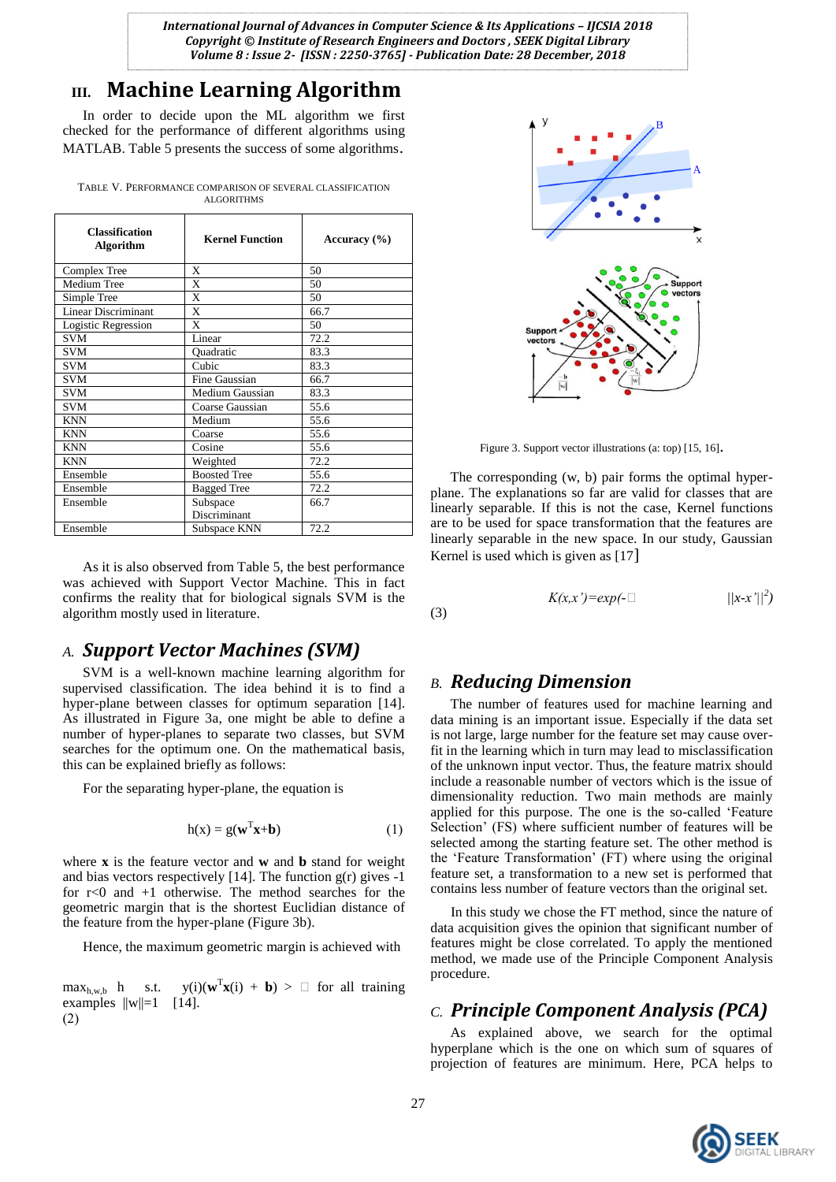## III. Machine Learning Algorithm

In order to decide upon the ML algorithm we first checked for the performance of different algorithms using MATLAB. Table 5 presents the success of some algorithms.

TABLE V. PERFORMANCE COMPARISON OF SEVERAL CLASSIFICATION ALGORITHMS

| Classification Algorithm | Kernel Function | Accuracy (%) |
|---|---|---|
| Complex Tree | X | 50 |
| Medium Tree | X | 50 |
| Simple Tree | X | 50 |
| Linear Discriminant | X | 66.7 |
| Logistic Regression | X | 50 |
| SVM | Linear | 72.2 |
| SVM | Quadratic | 83.3 |
| SVM | Cubic | 83.3 |
| SVM | Fine Gaussian | 66.7 |
| SVM | Medium Gaussian | 83.3 |
| SVM | Coarse Gaussian | 55.6 |
| KNN | Medium | 55.6 |
| KNN | Coarse | 55.6 |
| KNN | Cosine | 55.6 |
| KNN | Weighted | 72.2 |
| Ensemble | Boosted Tree | 55.6 |
| Ensemble | Bagged Tree | 72.2 |
| Ensemble | Subspace Discriminant | 66.7 |
| Ensemble | Subspace KNN | 72.2 |

As it is also observed from Table 5, the best performance was achieved with Support Vector Machine. This in fact confirms the reality that for biological signals SVM is the algorithm mostly used in literature.

### A. *Support Vector Machines (SVM)*

SVM is a well-known machine learning algorithm for supervised classification. The idea behind it is to find a hyper-plane between classes for optimum separation [14]. As illustrated in Figure 3a, one might be able to define a number of hyper-planes to separate two classes, but SVM searches for the optimum one. On the mathematical basis, this can be explained briefly as follows:

For the separating hyper-plane, the equation is

$$h(x) = g(\mathbf{w}^T\mathbf{x}+\mathbf{b}) \quad (1)$$

where **x** is the feature vector and **w** and **b** stand for weight and bias vectors respectively [14]. The function g(r) gives -1 for r<0 and +1 otherwise. The method searches for the geometric margin that is the shortest Euclidean distance of the feature from the hyper-plane (Figure 3b).

Hence, the maximum geometric margin is achieved with

$\max_{h,w,b}$ h s.t. $y(i)(\mathbf{w}^T\mathbf{x}(i) + \mathbf{b}) > \square$ for all training examples $\|w\|=1$ [14].
(2)

Figure 3. Support vector illustrations (a: top) [15, 16].

The corresponding (w, b) pair forms the optimal hyper-plane. The explanations so far are valid for classes that are linearly separable. If this is not the case, Kernel functions are to be used for space transformation that the features are linearly separable in the new space. In our study, Gaussian Kernel is used which is given as [17]

$$K(x,x')=exp(-\square \quad ||x-x'||^2) \quad (3)$$

### B. *Reducing Dimension*

The number of features used for machine learning and data mining is an important issue. Especially if the data set is not large, large number for the feature set may cause over-fit in the learning which in turn may lead to misclassification of the unknown input vector. Thus, the feature matrix should include a reasonable number of vectors which is the issue of dimensionality reduction. Two main methods are mainly applied for this purpose. The one is the so-called 'Feature Selection' (FS) where sufficient number of features will be selected among the starting feature set. The other method is the 'Feature Transformation' (FT) where using the original feature set, a transformation to a new set is performed that contains less number of feature vectors than the original set.

In this study we chose the FT method, since the nature of data acquisition gives the opinion that significant number of features might be close correlated. To apply the mentioned method, we made use of the Principle Component Analysis procedure.

### C. *Principle Component Analysis (PCA)*

As explained above, we search for the optimal hyperplane which is the one on which sum of squares of projection of features are minimum. Here, PCA helps to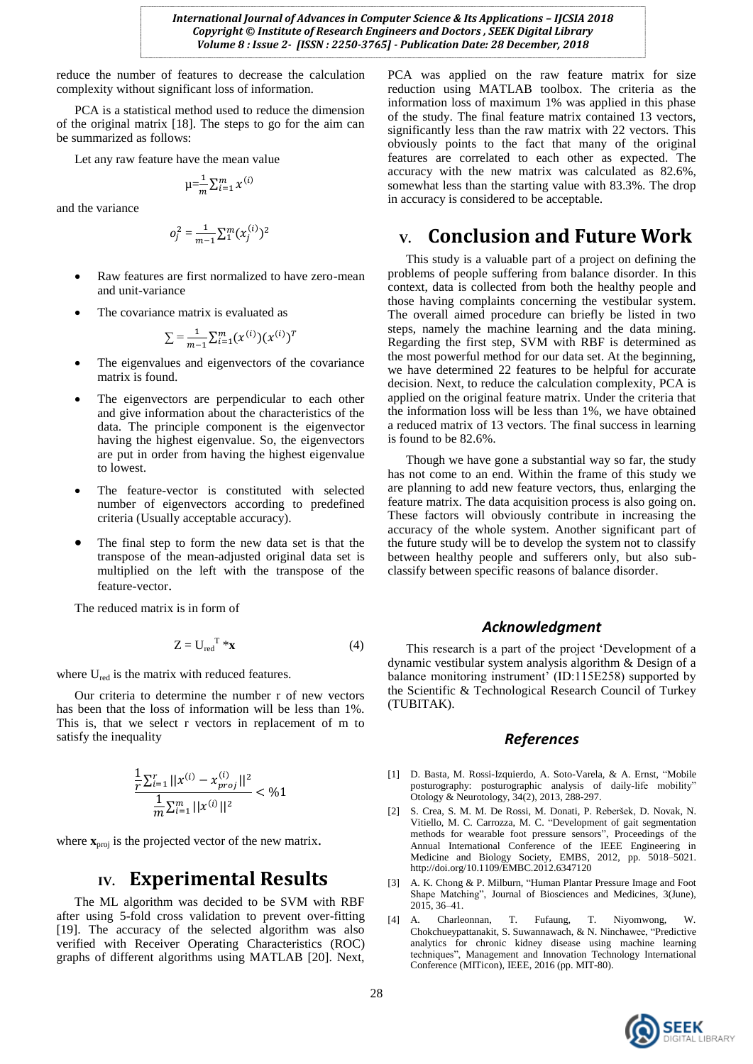reduce the number of features to decrease the calculation complexity without significant loss of information.

PCA is a statistical method used to reduce the dimension of the original matrix [18]. The steps to go for the aim can be summarized as follows:

Let any raw feature have the mean value

$$\mu=\frac{1}{m}\sum_{i=1}^{m} x^{(i)}$$

and the variance

$$o_j^2 = \frac{1}{m-1}\sum_{1}^{m}(x_j^{(i)})^2$$

- Raw features are first normalized to have zero-mean and unit-variance
- The covariance matrix is evaluated as

$$\sum = \frac{1}{m-1}\sum_{i=1}^{m}(x^{(i)})(x^{(i)})^T$$

- The eigenvalues and eigenvectors of the covariance matrix is found.
- The eigenvectors are perpendicular to each other and give information about the characteristics of the data. The principle component is the eigenvector having the highest eigenvalue. So, the eigenvectors are put in order from having the highest eigenvalue to lowest.
- The feature-vector is constituted with selected number of eigenvectors according to predefined criteria (Usually acceptable accuracy).
- The final step to form the new data set is that the transpose of the mean-adjusted original data set is multiplied on the left with the transpose of the feature-vector.

The reduced matrix is in form of

$$Z = U_{red}^{T} * \mathbf{x} \tag{4}$$

where $U_{red}$ is the matrix with reduced features.

Our criteria to determine the number r of new vectors has been that the loss of information will be less than 1%. This is, that we select r vectors in replacement of m to satisfy the inequality

$$\frac{\frac{1}{r}\sum_{i=1}^{r}||x^{(i)} - x_{proj}^{(i)}||^2}{\frac{1}{m}\sum_{i=1}^{m}||x^{(i)}||^2} < \%1$$

where $\mathbf{x}_{proj}$ is the projected vector of the new matrix.

# IV. Experimental Results

The ML algorithm was decided to be SVM with RBF after using 5-fold cross validation to prevent over-fitting [19]. The accuracy of the selected algorithm was also verified with Receiver Operating Characteristics (ROC) graphs of different algorithms using MATLAB [20]. Next, PCA was applied on the raw feature matrix for size reduction using MATLAB toolbox. The criteria as the information loss of maximum 1% was applied in this phase of the study. The final feature matrix contained 13 vectors, significantly less than the raw matrix with 22 vectors. This obviously points to the fact that many of the original features are correlated to each other as expected. The accuracy with the new matrix was calculated as 82.6%, somewhat less than the starting value with 83.3%. The drop in accuracy is considered to be acceptable.

# V. Conclusion and Future Work

This study is a valuable part of a project on defining the problems of people suffering from balance disorder. In this context, data is collected from both the healthy people and those having complaints concerning the vestibular system. The overall aimed procedure can briefly be listed in two steps, namely the machine learning and the data mining. Regarding the first step, SVM with RBF is determined as the most powerful method for our data set. At the beginning, we have determined 22 features to be helpful for accurate decision. Next, to reduce the calculation complexity, PCA is applied on the original feature matrix. Under the criteria that the information loss will be less than 1%, we have obtained a reduced matrix of 13 vectors. The final success in learning is found to be 82.6%.

Though we have gone a substantial way so far, the study has not come to an end. Within the frame of this study we are planning to add new feature vectors, thus, enlarging the feature matrix. The data acquisition process is also going on. These factors will obviously contribute in increasing the accuracy of the whole system. Another significant part of the future study will be to develop the system not to classify between healthy people and sufferers only, but also sub-classify between specific reasons of balance disorder.

## *Acknowledgment*

This research is a part of the project 'Development of a dynamic vestibular system analysis algorithm & Design of a balance monitoring instrument' (ID:115E258) supported by the Scientific & Technological Research Council of Turkey (TUBITAK).

## *References*

[1] D. Basta, M. Rossi-Izquierdo, A. Soto-Varela, & A. Ernst, "Mobile posturography: posturographic analysis of daily-life mobility" Otology & Neurotology, 34(2), 2013, 288-297.

[2] S. Crea, S. M. M. De Rossi, M. Donati, P. Reberšek, D. Novak, N. Vitiello, M. C. Carrozza, M. C. "Development of gait segmentation methods for wearable foot pressure sensors", Proceedings of the Annual International Conference of the IEEE Engineering in Medicine and Biology Society, EMBS, 2012, pp. 5018–5021. http://doi.org/10.1109/EMBC.2012.6347120

[3] A. K. Chong & P. Milburn, "Human Plantar Pressure Image and Foot Shape Matching", Journal of Biosciences and Medicines, 3(June), 2015, 36–41.

[4] A. Charleonnan, T. Fufaung, T. Niyomwong, W. Chokchueypattanakit, S. Suwannawach, & N. Ninchawee, "Predictive analytics for chronic kidney disease using machine learning techniques", Management and Innovation Technology International Conference (MITicon), IEEE, 2016 (pp. MIT-80).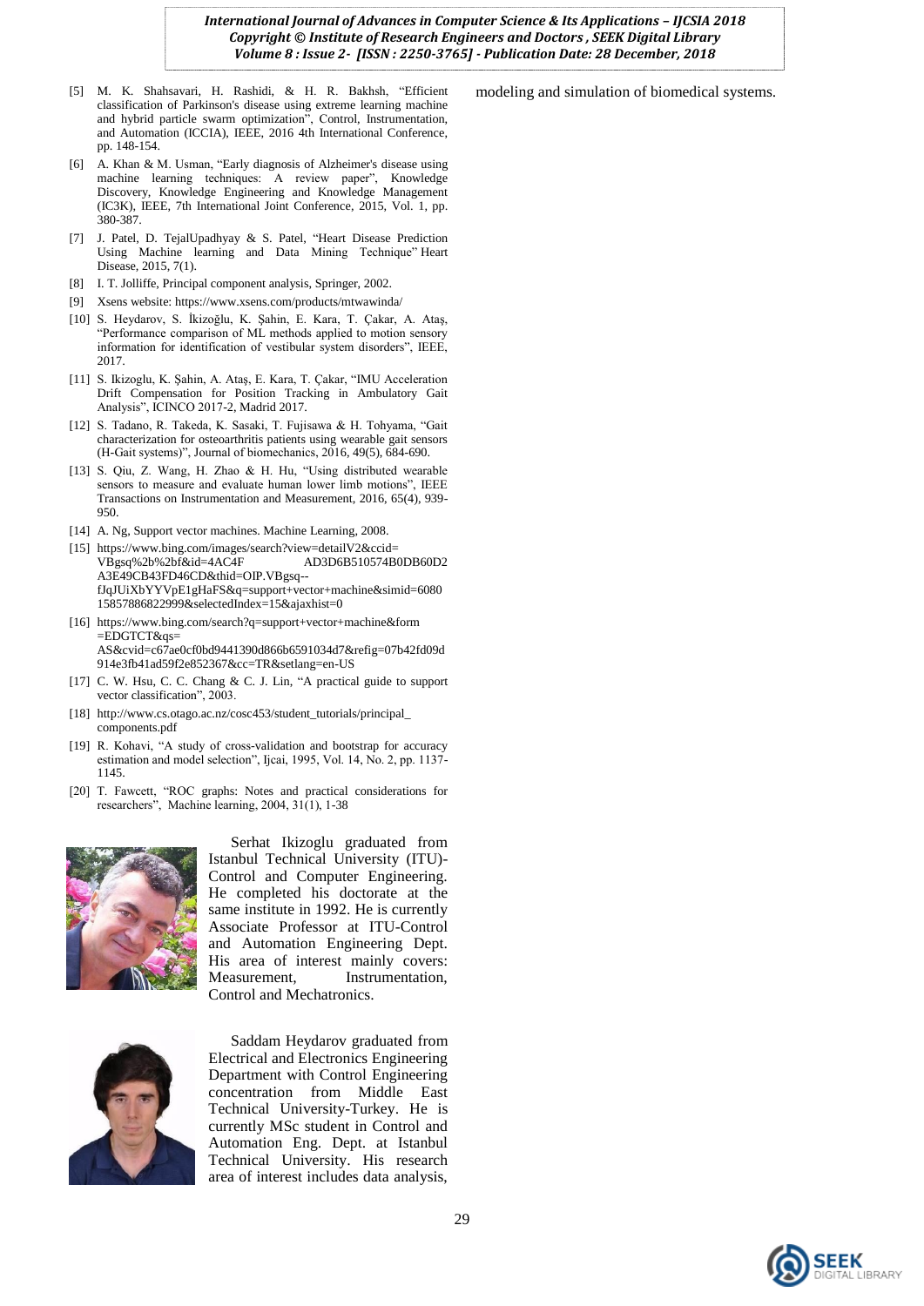[5] M. K. Shahsavari, H. Rashidi, & H. R. Bakhsh, "Efficient classification of Parkinson's disease using extreme learning machine and hybrid particle swarm optimization", Control, Instrumentation, and Automation (ICCIA), IEEE, 2016 4th International Conference, pp. 148-154.

[6] A. Khan & M. Usman, "Early diagnosis of Alzheimer's disease using machine learning techniques: A review paper", Knowledge Discovery, Knowledge Engineering and Knowledge Management (IC3K), IEEE, 7th International Joint Conference, 2015, Vol. 1, pp. 380-387.

[7] J. Patel, D. TejalUpadhyay & S. Patel, "Heart Disease Prediction Using Machine learning and Data Mining Technique" Heart Disease, 2015, 7(1).

[8] I. T. Jolliffe, Principal component analysis, Springer, 2002.

[9] Xsens website: https://www.xsens.com/products/mtwawinda/

[10] S. Heydarov, S. İkizoğlu, K. Şahin, E. Kara, T. Çakar, A. Ataş, "Performance comparison of ML methods applied to motion sensory information for identification of vestibular system disorders", IEEE, 2017.

[11] S. Ikizoglu, K. Şahin, A. Ataş, E. Kara, T. Çakar, "IMU Acceleration Drift Compensation for Position Tracking in Ambulatory Gait Analysis", ICINCO 2017-2, Madrid 2017.

[12] S. Tadano, R. Takeda, K. Sasaki, T. Fujisawa & H. Tohyama, "Gait characterization for osteoarthritis patients using wearable gait sensors (H-Gait systems)", Journal of biomechanics, 2016, 49(5), 684-690.

[13] S. Qiu, Z. Wang, H. Zhao & H. Hu, "Using distributed wearable sensors to measure and evaluate human lower limb motions", IEEE Transactions on Instrumentation and Measurement, 2016, 65(4), 939-950.

[14] A. Ng, Support vector machines. Machine Learning, 2008.

[15] https://www.bing.com/images/search?view=detailV2&ccid= VBgsq%2b%2bf&id=4AC4F AD3D6B510574B0DB60D2 A3E49CB43FD46CD&thid=OIP.VBgsq--fJqJUiXbYYVpE1gHaFS&q=support+vector+machine&simid=6080 15857886822999&selectedIndex=15&ajaxhist=0

[16] https://www.bing.com/search?q=support+vector+machine&form =EDGTCT&qs= AS&cvid=c67ae0cf0bd9441390d866b6591034d7&refig=07b42fd09d 914e3fb41ad59f2e852367&cc=TR&setlang=en-US

[17] C. W. Hsu, C. C. Chang & C. J. Lin, "A practical guide to support vector classification", 2003.

[18] http://www.cs.otago.ac.nz/cosc453/student_tutorials/principal_ components.pdf

[19] R. Kohavi, "A study of cross-validation and bootstrap for accuracy estimation and model selection", Ijcai, 1995, Vol. 14, No. 2, pp. 1137-1145.

[20] T. Fawcett, "ROC graphs: Notes and practical considerations for researchers", Machine learning, 2004, 31(1), 1-38

Serhat Ikizoglu graduated from Istanbul Technical University (ITU)-Control and Computer Engineering. He completed his doctorate at the same institute in 1992. He is currently Associate Professor at ITU-Control and Automation Engineering Dept. His area of interest mainly covers: Measurement, Instrumentation, Control and Mechatronics.

Saddam Heydarov graduated from Electrical and Electronics Engineering Department with Control Engineering concentration from Middle East Technical University-Turkey. He is currently MSc student in Control and Automation Eng. Dept. at Istanbul Technical University. His research area of interest includes data analysis, modeling and simulation of biomedical systems.